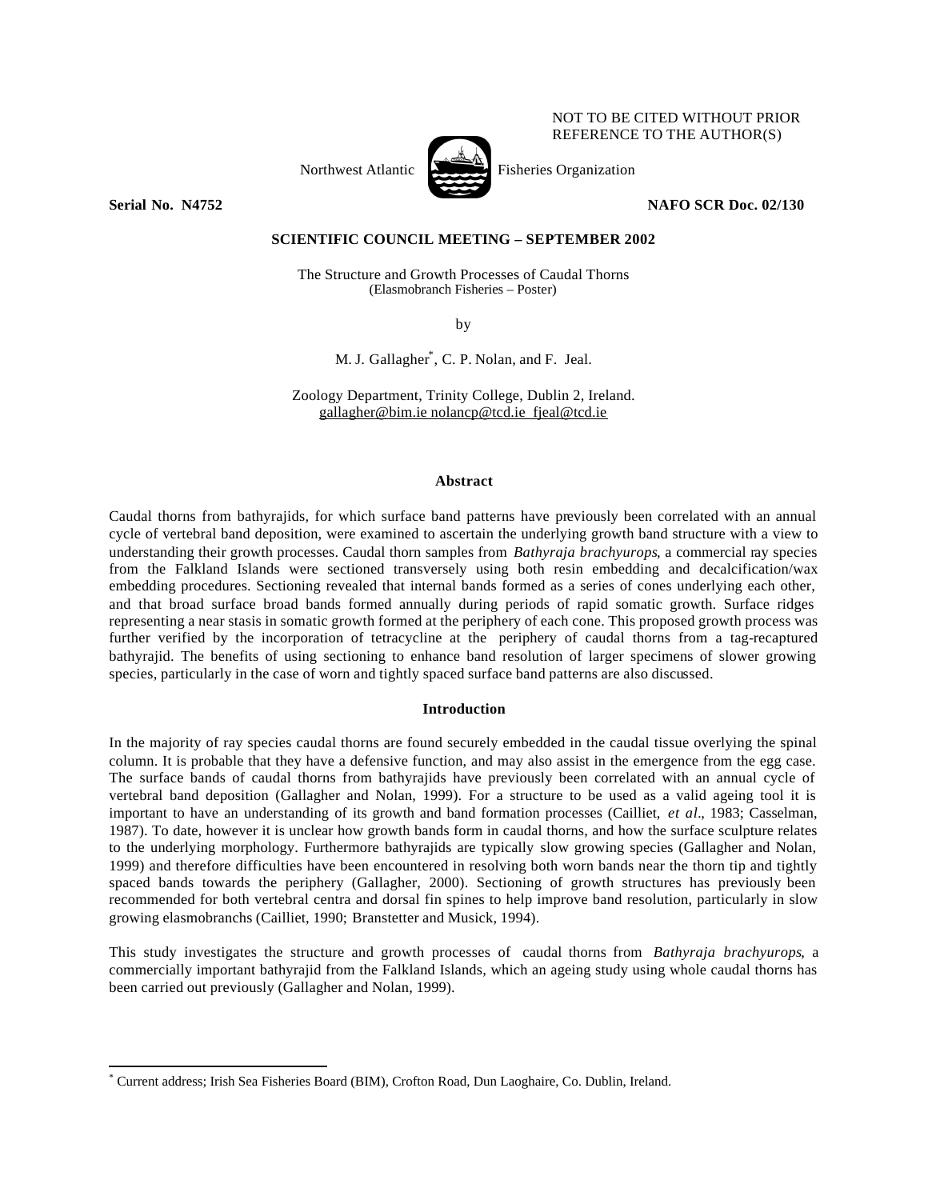NOT TO BE CITED WITHOUT PRIOR REFERENCE TO THE AUTHOR(S)

Northwest Atlantic Fisheries Organization

**Serial No. N4752** **NAFO SCR Doc. 02/130**

**SCIENTIFIC COUNCIL MEETING – SEPTEMBER 2002**

# The Structure and Growth Processes of Caudal Thorns

(Elasmobranch Fisheries – Poster)

by

M. J. Gallagher*, C. P. Nolan, and F. Jeal.

Zoology Department, Trinity College, Dublin 2, Ireland.
gallagher@bim.ie nolancp@tcd.ie fjeal@tcd.ie

## Abstract

Caudal thorns from bathyrajids, for which surface band patterns have previously been correlated with an annual cycle of vertebral band deposition, were examined to ascertain the underlying growth band structure with a view to understanding their growth processes. Caudal thorn samples from *Bathyraja brachyurops*, a commercial ray species from the Falkland Islands were sectioned transversely using both resin embedding and decalcification/wax embedding procedures. Sectioning revealed that internal bands formed as a series of cones underlying each other, and that broad surface broad bands formed annually during periods of rapid somatic growth. Surface ridges representing a near stasis in somatic growth formed at the periphery of each cone. This proposed growth process was further verified by the incorporation of tetracycline at the periphery of caudal thorns from a tag-recaptured bathyrajid. The benefits of using sectioning to enhance band resolution of larger specimens of slower growing species, particularly in the case of worn and tightly spaced surface band patterns are also discussed.

## Introduction

In the majority of ray species caudal thorns are found securely embedded in the caudal tissue overlying the spinal column. It is probable that they have a defensive function, and may also assist in the emergence from the egg case. The surface bands of caudal thorns from bathyrajids have previously been correlated with an annual cycle of vertebral band deposition (Gallagher and Nolan, 1999). For a structure to be used as a valid ageing tool it is important to have an understanding of its growth and band formation processes (Cailliet, *et al*., 1983; Casselman, 1987). To date, however it is unclear how growth bands form in caudal thorns, and how the surface sculpture relates to the underlying morphology. Furthermore bathyrajids are typically slow growing species (Gallagher and Nolan, 1999) and therefore difficulties have been encountered in resolving both worn bands near the thorn tip and tightly spaced bands towards the periphery (Gallagher, 2000). Sectioning of growth structures has previously been recommended for both vertebral centra and dorsal fin spines to help improve band resolution, particularly in slow growing elasmobranchs (Cailliet, 1990; Branstetter and Musick, 1994).

This study investigates the structure and growth processes of caudal thorns from *Bathyraja brachyurops*, a commercially important bathyrajid from the Falkland Islands, which an ageing study using whole caudal thorns has been carried out previously (Gallagher and Nolan, 1999).

---

* Current address; Irish Sea Fisheries Board (BIM), Crofton Road, Dun Laoghaire, Co. Dublin, Ireland.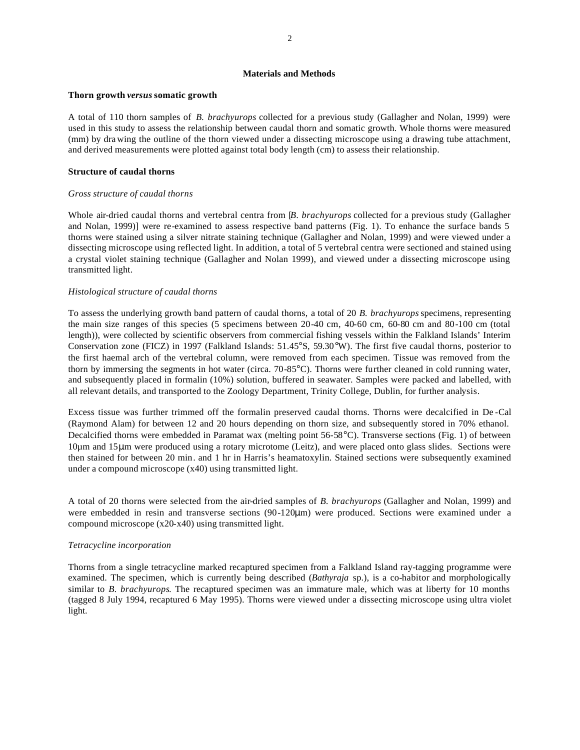## Materials and Methods

### Thorn growth *versus* somatic growth

A total of 110 thorn samples of *B. brachyurops* collected for a previous study (Gallagher and Nolan, 1999) were used in this study to assess the relationship between caudal thorn and somatic growth. Whole thorns were measured (mm) by drawing the outline of the thorn viewed under a dissecting microscope using a drawing tube attachment, and derived measurements were plotted against total body length (cm) to assess their relationship.

### Structure of caudal thorns

#### *Gross structure of caudal thorns*

Whole air-dried caudal thorns and vertebral centra from [*B. brachyurops* collected for a previous study (Gallagher and Nolan, 1999)] were re-examined to assess respective band patterns (Fig. 1). To enhance the surface bands 5 thorns were stained using a silver nitrate staining technique (Gallagher and Nolan, 1999) and were viewed under a dissecting microscope using reflected light. In addition, a total of 5 vertebral centra were sectioned and stained using a crystal violet staining technique (Gallagher and Nolan 1999), and viewed under a dissecting microscope using transmitted light.

#### *Histological structure of caudal thorns*

To assess the underlying growth band pattern of caudal thorns, a total of 20 *B. brachyurops* specimens, representing the main size ranges of this species (5 specimens between 20-40 cm, 40-60 cm, 60-80 cm and 80-100 cm (total length)), were collected by scientific observers from commercial fishing vessels within the Falkland Islands' Interim Conservation zone (FICZ) in 1997 (Falkland Islands: 51.45°S, 59.30°W). The first five caudal thorns, posterior to the first haemal arch of the vertebral column, were removed from each specimen. Tissue was removed from the thorn by immersing the segments in hot water (circa. 70-85°C). Thorns were further cleaned in cold running water, and subsequently placed in formalin (10%) solution, buffered in seawater. Samples were packed and labelled, with all relevant details, and transported to the Zoology Department, Trinity College, Dublin, for further analysis.

Excess tissue was further trimmed off the formalin preserved caudal thorns. Thorns were decalcified in De-Cal (Raymond Alam) for between 12 and 20 hours depending on thorn size, and subsequently stored in 70% ethanol. Decalcified thorns were embedded in Paramat wax (melting point 56-58°C). Transverse sections (Fig. 1) of between 10µm and 15µm were produced using a rotary microtome (Leitz), and were placed onto glass slides. Sections were then stained for between 20 min. and 1 hr in Harris's heamatoxylin. Stained sections were subsequently examined under a compound microscope (x40) using transmitted light.

A total of 20 thorns were selected from the air-dried samples of *B. brachyurops* (Gallagher and Nolan, 1999) and were embedded in resin and transverse sections (90-120µm) were produced. Sections were examined under a compound microscope (x20-x40) using transmitted light.

#### *Tetracycline incorporation*

Thorns from a single tetracycline marked recaptured specimen from a Falkland Island ray-tagging programme were examined. The specimen, which is currently being described (*Bathyraja* sp.), is a co-habitor and morphologically similar to *B. brachyurops*. The recaptured specimen was an immature male, which was at liberty for 10 months (tagged 8 July 1994, recaptured 6 May 1995). Thorns were viewed under a dissecting microscope using ultra violet light.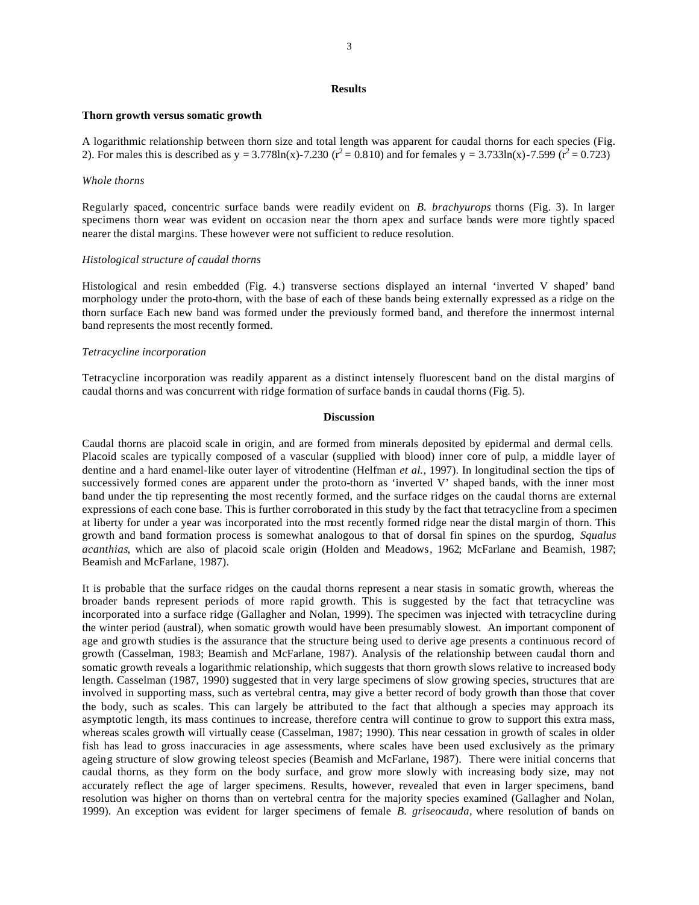## Results

### Thorn growth versus somatic growth

A logarithmic relationship between thorn size and total length was apparent for caudal thorns for each species (Fig. 2). For males this is described as $y = 3.778\ln(x) - 7.230$ ($r^2 = 0.810$) and for females $y = 3.733\ln(x) - 7.599$ ($r^2 = 0.723$)

*Whole thorns*

Regularly spaced, concentric surface bands were readily evident on *B. brachyurops* thorns (Fig. 3). In larger specimens thorn wear was evident on occasion near the thorn apex and surface bands were more tightly spaced nearer the distal margins. These however were not sufficient to reduce resolution.

*Histological structure of caudal thorns*

Histological and resin embedded (Fig. 4.) transverse sections displayed an internal 'inverted V shaped' band morphology under the proto-thorn, with the base of each of these bands being externally expressed as a ridge on the thorn surface Each new band was formed under the previously formed band, and therefore the innermost internal band represents the most recently formed.

*Tetracycline incorporation*

Tetracycline incorporation was readily apparent as a distinct intensely fluorescent band on the distal margins of caudal thorns and was concurrent with ridge formation of surface bands in caudal thorns (Fig. 5).

## Discussion

Caudal thorns are placoid scale in origin, and are formed from minerals deposited by epidermal and dermal cells. Placoid scales are typically composed of a vascular (supplied with blood) inner core of pulp, a middle layer of dentine and a hard enamel-like outer layer of vitrodentine (Helfman *et al.,* 1997). In longitudinal section the tips of successively formed cones are apparent under the proto-thorn as 'inverted V' shaped bands, with the inner most band under the tip representing the most recently formed, and the surface ridges on the caudal thorns are external expressions of each cone base. This is further corroborated in this study by the fact that tetracycline from a specimen at liberty for under a year was incorporated into the most recently formed ridge near the distal margin of thorn. This growth and band formation process is somewhat analogous to that of dorsal fin spines on the spurdog, *Squalus acanthias*, which are also of placoid scale origin (Holden and Meadows, 1962; McFarlane and Beamish, 1987; Beamish and McFarlane, 1987).

It is probable that the surface ridges on the caudal thorns represent a near stasis in somatic growth, whereas the broader bands represent periods of more rapid growth. This is suggested by the fact that tetracycline was incorporated into a surface ridge (Gallagher and Nolan, 1999). The specimen was injected with tetracycline during the winter period (austral), when somatic growth would have been presumably slowest. An important component of age and growth studies is the assurance that the structure being used to derive age presents a continuous record of growth (Casselman, 1983; Beamish and McFarlane, 1987). Analysis of the relationship between caudal thorn and somatic growth reveals a logarithmic relationship, which suggests that thorn growth slows relative to increased body length. Casselman (1987, 1990) suggested that in very large specimens of slow growing species, structures that are involved in supporting mass, such as vertebral centra, may give a better record of body growth than those that cover the body, such as scales. This can largely be attributed to the fact that although a species may approach its asymptotic length, its mass continues to increase, therefore centra will continue to grow to support this extra mass, whereas scales growth will virtually cease (Casselman, 1987; 1990). This near cessation in growth of scales in older fish has lead to gross inaccuracies in age assessments, where scales have been used exclusively as the primary ageing structure of slow growing teleost species (Beamish and McFarlane, 1987). There were initial concerns that caudal thorns, as they form on the body surface, and grow more slowly with increasing body size, may not accurately reflect the age of larger specimens. Results, however, revealed that even in larger specimens, band resolution was higher on thorns than on vertebral centra for the majority species examined (Gallagher and Nolan, 1999). An exception was evident for larger specimens of female *B. griseocauda*, where resolution of bands on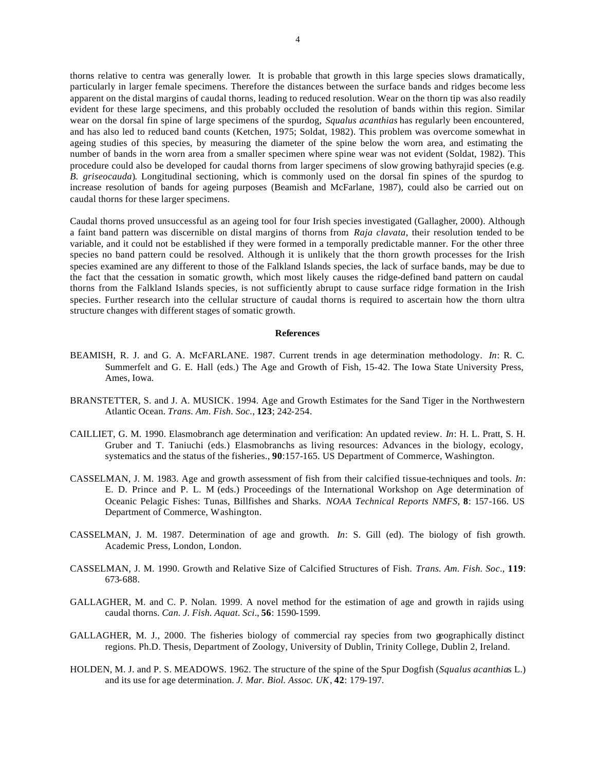thorns relative to centra was generally lower. It is probable that growth in this large species slows dramatically, particularly in larger female specimens. Therefore the distances between the surface bands and ridges become less apparent on the distal margins of caudal thorns, leading to reduced resolution. Wear on the thorn tip was also readily evident for these large specimens, and this probably occluded the resolution of bands within this region. Similar wear on the dorsal fin spine of large specimens of the spurdog, *Squalus acanthias* has regularly been encountered, and has also led to reduced band counts (Ketchen, 1975; Soldat, 1982). This problem was overcome somewhat in ageing studies of this species, by measuring the diameter of the spine below the worn area, and estimating the number of bands in the worn area from a smaller specimen where spine wear was not evident (Soldat, 1982). This procedure could also be developed for caudal thorns from larger specimens of slow growing bathyrajid species (e.g. *B. griseocauda*). Longitudinal sectioning, which is commonly used on the dorsal fin spines of the spurdog to increase resolution of bands for ageing purposes (Beamish and McFarlane, 1987), could also be carried out on caudal thorns for these larger specimens.

Caudal thorns proved unsuccessful as an ageing tool for four Irish species investigated (Gallagher, 2000). Although a faint band pattern was discernible on distal margins of thorns from *Raja clavata*, their resolution tended to be variable, and it could not be established if they were formed in a temporally predictable manner. For the other three species no band pattern could be resolved. Although it is unlikely that the thorn growth processes for the Irish species examined are any different to those of the Falkland Islands species, the lack of surface bands, may be due to the fact that the cessation in somatic growth, which most likely causes the ridge-defined band pattern on caudal thorns from the Falkland Islands species, is not sufficiently abrupt to cause surface ridge formation in the Irish species. Further research into the cellular structure of caudal thorns is required to ascertain how the thorn ultra structure changes with different stages of somatic growth.

## References

BEAMISH, R. J. and G. A. McFARLANE. 1987. Current trends in age determination methodology. *In*: R. C. Summerfelt and G. E. Hall (eds.) The Age and Growth of Fish, 15-42. The Iowa State University Press, Ames, Iowa.

BRANSTETTER, S. and J. A. MUSICK. 1994. Age and Growth Estimates for the Sand Tiger in the Northwestern Atlantic Ocean. *Trans. Am. Fish. Soc.*, **123**; 242-254.

CAILLIET, G. M. 1990. Elasmobranch age determination and verification: An updated review. *In*: H. L. Pratt, S. H. Gruber and T. Taniuchi (eds.) Elasmobranchs as living resources: Advances in the biology, ecology, systematics and the status of the fisheries., **90**:157-165. US Department of Commerce, Washington.

CASSELMAN, J. M. 1983. Age and growth assessment of fish from their calcified tissue-techniques and tools. *In*: E. D. Prince and P. L. M (eds.) Proceedings of the International Workshop on Age determination of Oceanic Pelagic Fishes: Tunas, Billfishes and Sharks. *NOAA Technical Reports NMFS*, **8**: 157-166. US Department of Commerce, Washington.

CASSELMAN, J. M. 1987. Determination of age and growth. *In*: S. Gill (ed). The biology of fish growth. Academic Press, London, London.

CASSELMAN, J. M. 1990. Growth and Relative Size of Calcified Structures of Fish. *Trans. Am. Fish. Soc.*, **119**: 673-688.

GALLAGHER, M. and C. P. Nolan. 1999. A novel method for the estimation of age and growth in rajids using caudal thorns. *Can. J. Fish. Aquat. Sci.*, **56**: 1590-1599.

GALLAGHER, M. J., 2000. The fisheries biology of commercial ray species from two geographically distinct regions. Ph.D. Thesis, Department of Zoology, University of Dublin, Trinity College, Dublin 2, Ireland.

HOLDEN, M. J. and P. S. MEADOWS. 1962. The structure of the spine of the Spur Dogfish (*Squalus acanthias* L.) and its use for age determination. *J. Mar. Biol. Assoc. UK*, **42**: 179-197.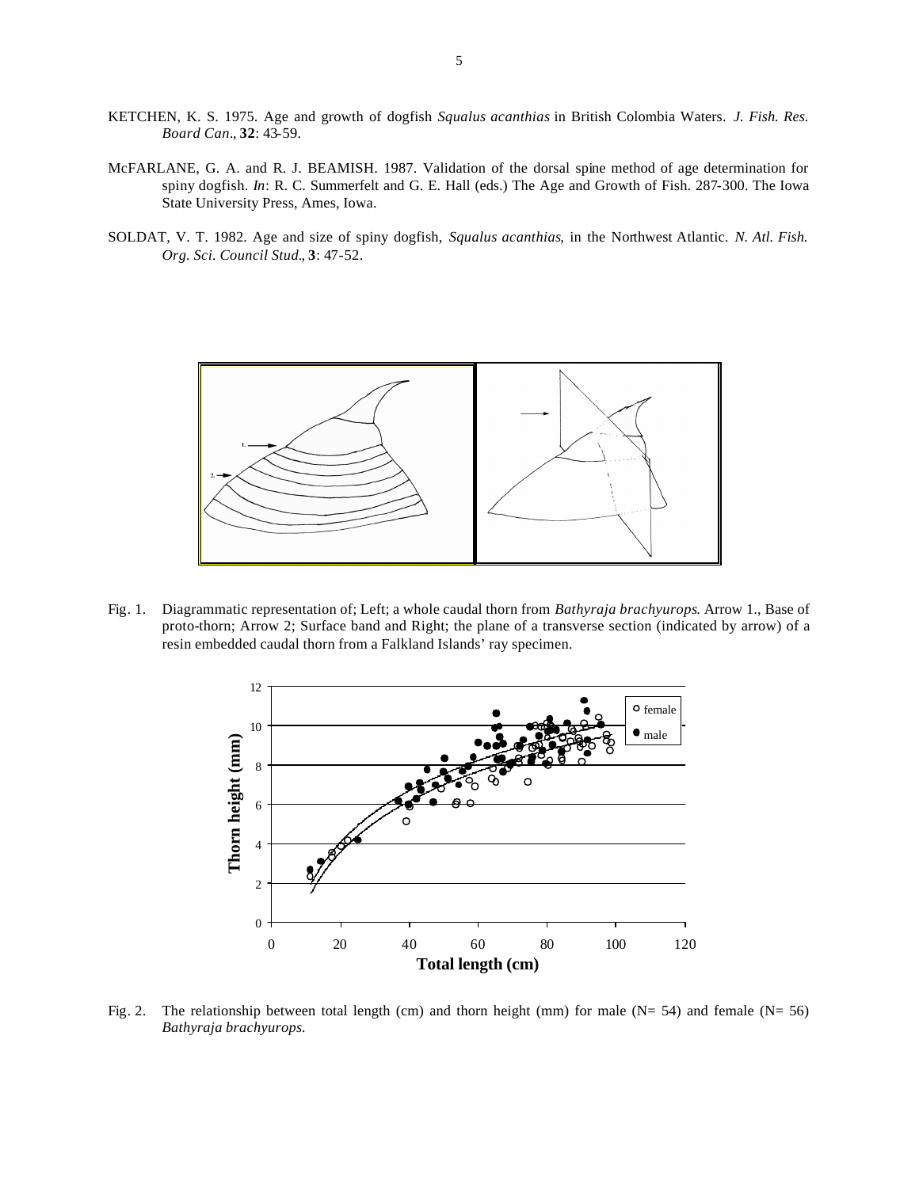KETCHEN, K. S. 1975. Age and growth of dogfish *Squalus acanthias* in British Colombia Waters. *J. Fish. Res. Board Can*., **32**: 43-59.

McFARLANE, G. A. and R. J. BEAMISH. 1987. Validation of the dorsal spine method of age determination for spiny dogfish. *In*: R. C. Summerfelt and G. E. Hall (eds.) The Age and Growth of Fish. 287-300. The Iowa State University Press, Ames, Iowa.

SOLDAT, V. T. 1982. Age and size of spiny dogfish, *Squalus acanthias*, in the Northwest Atlantic. *N. Atl. Fish. Org. Sci. Council Stud*., **3**: 47-52.

Fig. 1. Diagrammatic representation of; Left; a whole caudal thorn from *Bathyraja brachyurops*. Arrow 1., Base of proto-thorn; Arrow 2; Surface band and Right; the plane of a transverse section (indicated by arrow) of a resin embedded caudal thorn from a Falkland Islands' ray specimen.

Fig. 2. The relationship between total length (cm) and thorn height (mm) for male (N= 54) and female (N= 56) *Bathyraja brachyurops.*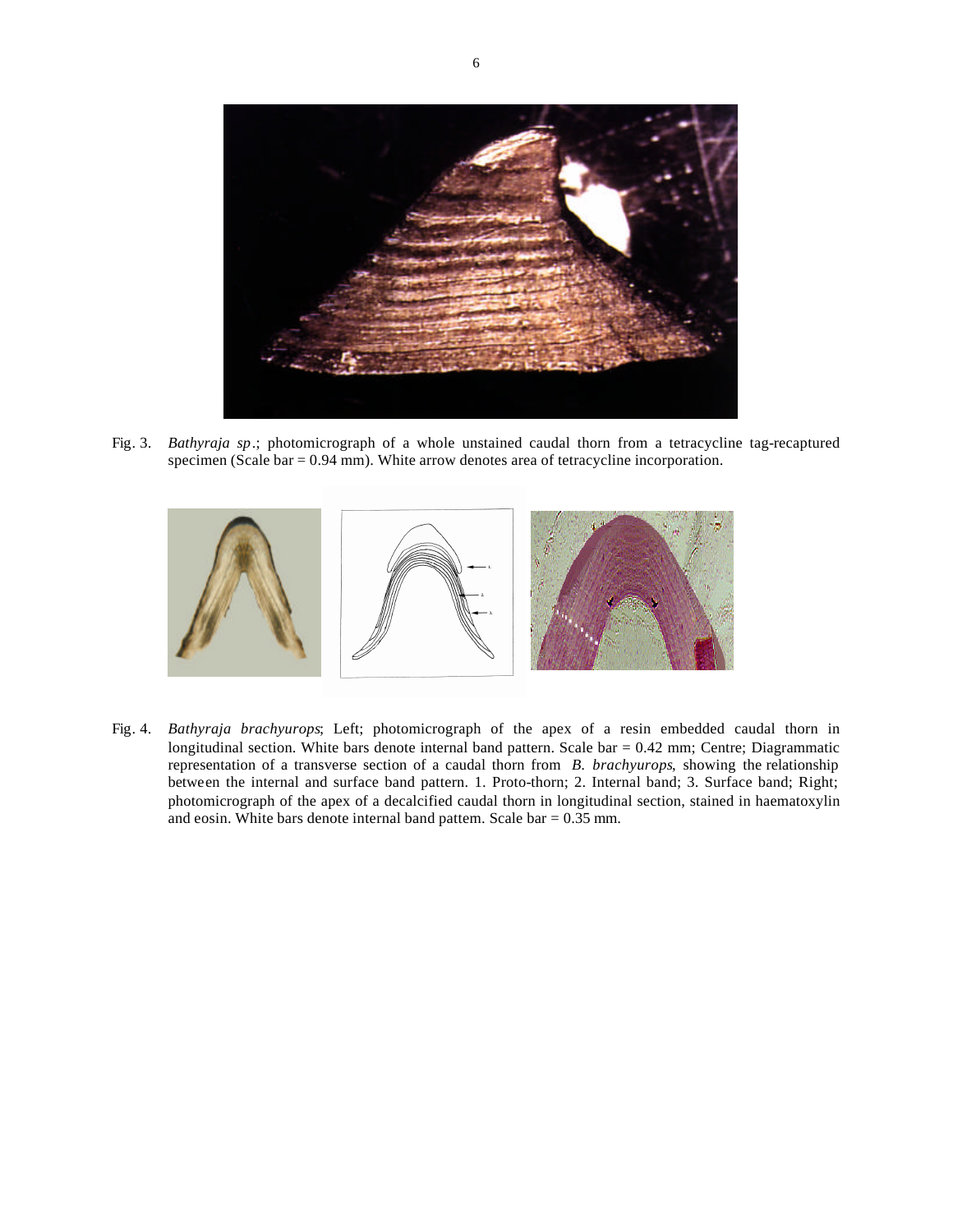Fig. 3. *Bathyraja sp*.; photomicrograph of a whole unstained caudal thorn from a tetracycline tag-recaptured specimen (Scale bar = 0.94 mm). White arrow denotes area of tetracycline incorporation.

Fig. 4. *Bathyraja brachyurops*; Left; photomicrograph of the apex of a resin embedded caudal thorn in longitudinal section. White bars denote internal band pattern. Scale bar = 0.42 mm; Centre; Diagrammatic representation of a transverse section of a caudal thorn from *B. brachyurops*, showing the relationship between the internal and surface band pattern. 1. Proto-thorn; 2. Internal band; 3. Surface band; Right; photomicrograph of the apex of a decalcified caudal thorn in longitudinal section, stained in haematoxylin and eosin. White bars denote internal band pattem. Scale bar = 0.35 mm.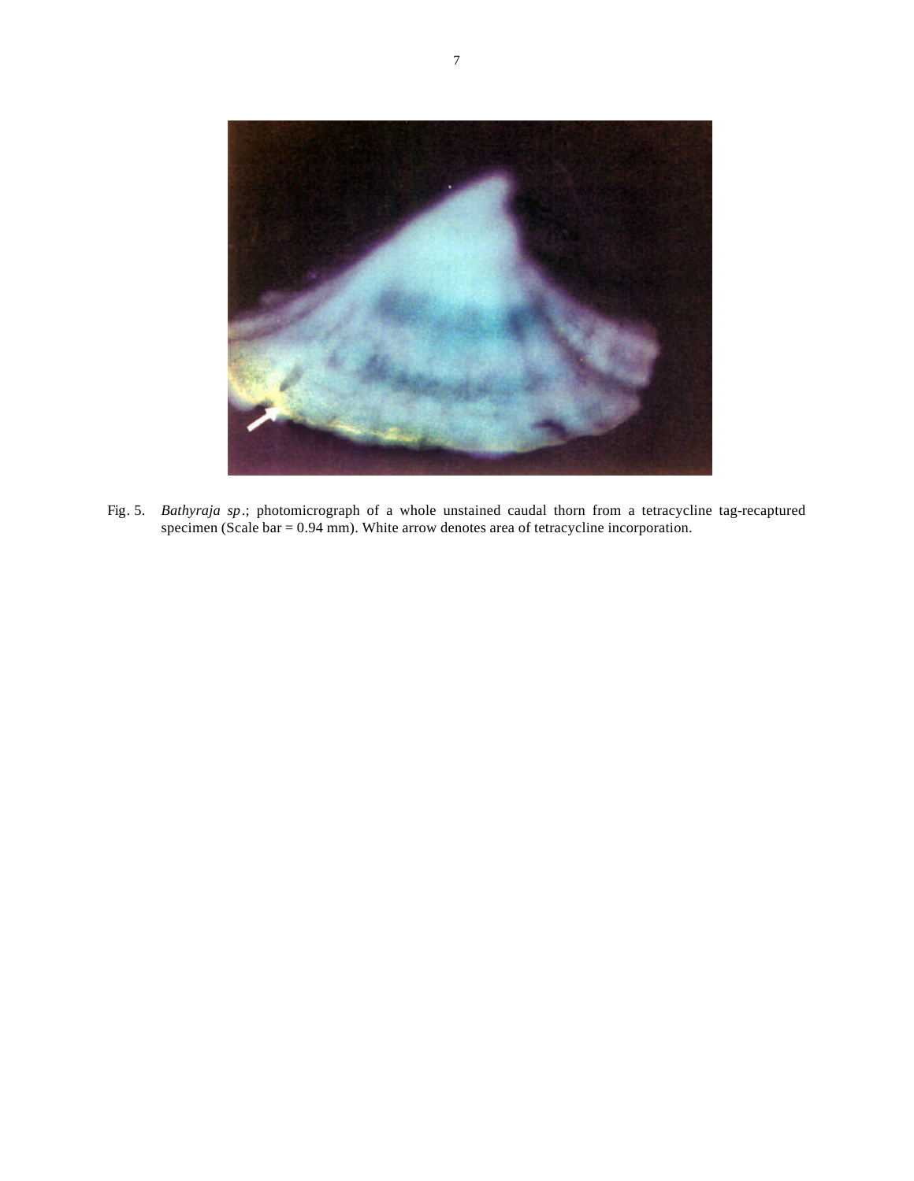Fig. 5. *Bathyraja sp*.; photomicrograph of a whole unstained caudal thorn from a tetracycline tag-recaptured specimen (Scale bar = 0.94 mm). White arrow denotes area of tetracycline incorporation.